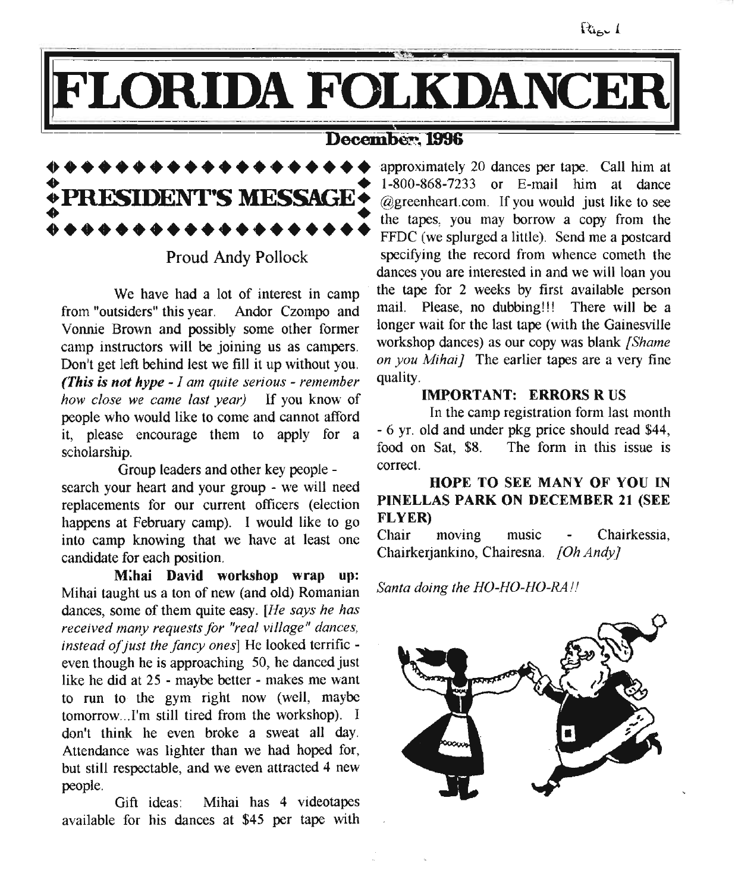# FLORIDA FOLKDANCER

**December, 1996**

## PRESIDENT'S MESSAGE

Proud Andy Pollock

We have had a lot of interest in camp from "outsiders" this year. Andor Czompo and Vonnie Brown and possibly some other former camp instructors will be joining us as campers. Don't get left behind lest we fill it up without you. ***(This is not hype - I am quite serious** - remember how close we came last year)* If you know of people who would like to come and cannot afford it, please encourage them to apply for a scholarship.

Group leaders and other key people - search your heart and your group - we will need replacements for our current officers (election happens at February camp). I would like to go into camp knowing that we have at least one candidate for each position.

**Mihai David workshop wrap up:** Mihai taught us a ton of new (and old) Romanian dances, some of them quite easy. [*He says he has received many requests for "real village" dances, instead of just the fancy ones*] He looked terrific - even though he is approaching 50, he danced just like he did at 25 - maybe better - makes me want to run to the gym right now (well, maybe tomorrow...I'm still tired from the workshop). I don't think he even broke a sweat all day. Attendance was lighter than we had hoped for, but still respectable, and we even attracted 4 new people.

Gift ideas: Mihai has 4 videotapes available for his dances at $45 per tape with approximately 20 dances per tape. Call him at 1-800-868-7233 or E-mail him at dance @greenheart.com. If you would just like to see the tapes, you may borrow a copy from the FFDC (we splurged a little). Send me a postcard specifying the record from whence cometh the dances you are interested in and we will loan you the tape for 2 weeks by first available person mail. Please, no dubbing!!! There will be a longer wait for the last tape (with the Gainesville workshop dances) as our copy was blank *[Shame on you Mihai]* The earlier tapes are a very fine quality.

**IMPORTANT: ERRORS R US**

In the camp registration form last month - 6 yr. old and under pkg price should read $44, food on Sat, $8. The form in this issue is correct.

**HOPE TO SEE MANY OF YOU IN PINELLAS PARK ON DECEMBER 21 (SEE FLYER)**

Chair moving music - Chairkessia, Chairkerjankino, Chairesna. *[Oh Andy]*

*Santa doing the HO-HO-HO-RA!!*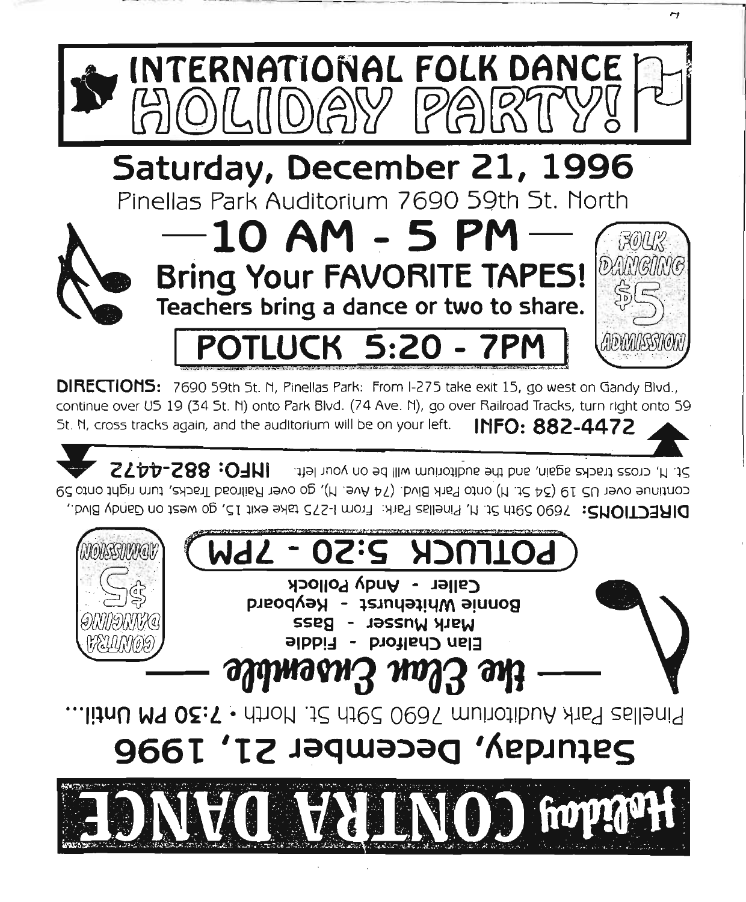# INTERNATIONAL FOLK DANCE HOLIDAY PARTY!

## Saturday, December 21, 1996

Pinellas Park Auditorium 7690 59th St. North

## —10 AM - 5 PM—

**Bring Your FAVORITE TAPES!**

**Teachers bring a dance or two to share.**

FOLK DANCING $5 ADMISSION

## POTLUCK 5:20 - 7PM

**DIRECTIONS:** 7690 59th St. N, Pinellas Park: From I-275 take exit 15, go west on Gandy Blvd., continue over US 19 (34 St. N) onto Park Blvd. (74 Ave. N), go over Railroad Tracks, turn right onto 59 St. N, cross tracks again, and the auditorium will be on your left. **INFO: 882-4472**

---

# Holiday CONTRA DANCE

## Saturday, December 21, 1996

Pinellas Park Auditorium 7690 59th St. North • 7:30 PM Until...

## — the Elan Ensemble —

Elan Chalford - Fiddle

Mark Musser - Bass

Bonnie Whitehurst - Keyboard

Caller - Andy Pollock

CONTRA DANCING $5 ADMISSION

## POTLUCK 5:20 - 7PM

**DIRECTIONS:** 7690 59th St. N, Pinellas Park: From I-275 take exit 15, go west on Gandy Blvd., continue over US 19 (34 St. N) onto Park Blvd. (74 Ave. N), go over Railroad Tracks, turn right onto 59 St. N, cross tracks again, and the auditorium will be on your left. **INFO: 882-4472**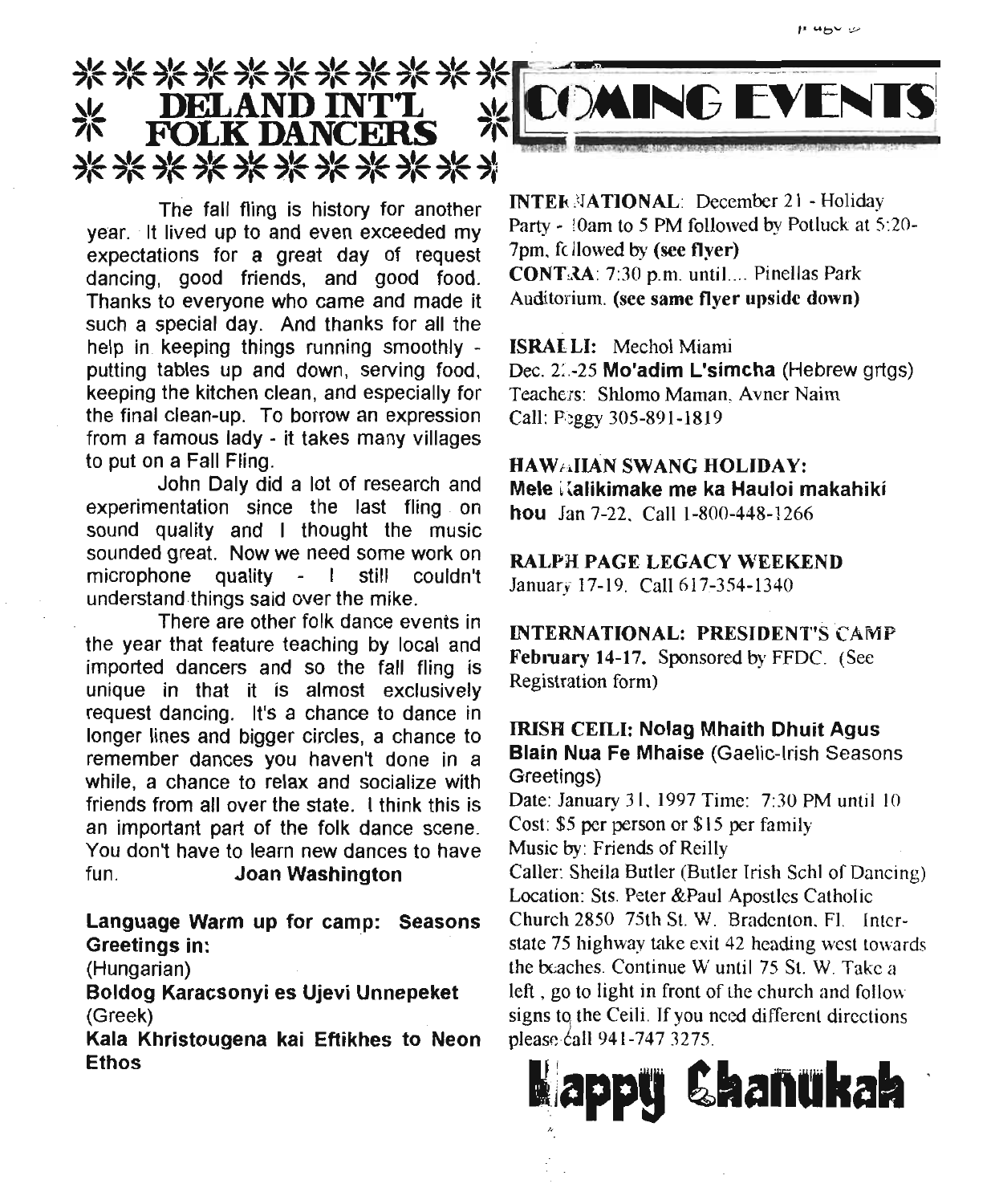# DELAND INT'L FOLK DANCERS

The fall fling is history for another year. It lived up to and even exceeded my expectations for a great day of request dancing, good friends, and good food. Thanks to everyone who came and made it such a special day. And thanks for all the help in keeping things running smoothly - putting tables up and down, serving food, keeping the kitchen clean, and especially for the final clean-up. To borrow an expression from a famous lady - it takes many villages to put on a Fall Fling.

John Daly did a lot of research and experimentation since the last fling on sound quality and I thought the music sounded great. Now we need some work on microphone quality - I still couldn't understand things said over the mike.

There are other folk dance events in the year that feature teaching by local and imported dancers and so the fall fling is unique in that it is almost exclusively request dancing. It's a chance to dance in longer lines and bigger circles, a chance to remember dances you haven't done in a while, a chance to relax and socialize with friends from all over the state. I think this is an important part of the folk dance scene. You don't have to learn new dances to have fun. **Joan Washington**

**Language Warm up for camp: Seasons Greetings in:**

(Hungarian)

**Boldog Karacsonyi es Ujevi Unnepeket**

(Greek)

**Kala Khristougena kai Eftikhes to Neon Ethos**

# COMING EVENTS

**INTERNATIONAL**: December 21 - Holiday Party - 10am to 5 PM followed by Potluck at 5:20-7pm, followed by **(see flyer)**

**CONTRA**: 7:30 p.m. until.... Pinellas Park Auditorium. **(see same flyer upside down)**

**ISRAELI:** Mechol Miami

Dec. 21-25 **Mo'adim L'simcha** (Hebrew grtgs)

Teachers: Shlomo Maman, Avner Naim

Call: Peggy 305-891-1819

**HAWAIIAN SWANG HOLIDAY:**

**Mele Kalikimake me ka Hauloi makahiki hou** Jan 7-22. Call 1-800-448-1266

**RALPH PAGE LEGACY WEEKEND**

January 17-19. Call 617-354-1340

**INTERNATIONAL: PRESIDENT'S CAMP**

**February 14-17.** Sponsored by FFDC. (See Registration form)

**IRISH CEILI: Nolag Mhaith Dhuit Agus Blain Nua Fe Mhaise** (Gaelic-Irish Seasons Greetings)

Date: January 31, 1997 Time: 7:30 PM until 10

Cost: $5 per person or $15 per family

Music by: Friends of Reilly

Caller: Sheila Butler (Butler Irish Schl of Dancing)

Location: Sts. Peter &Paul Apostles Catholic Church 2850 75th St. W. Bradenton, Fl. Interstate 75 highway take exit 42 heading west towards the beaches. Continue W until 75 St. W. Take a left, go to light in front of the church and follow signs to the Ceili. If you need different directions please call 941-747 3275.

**Happy Chanukah**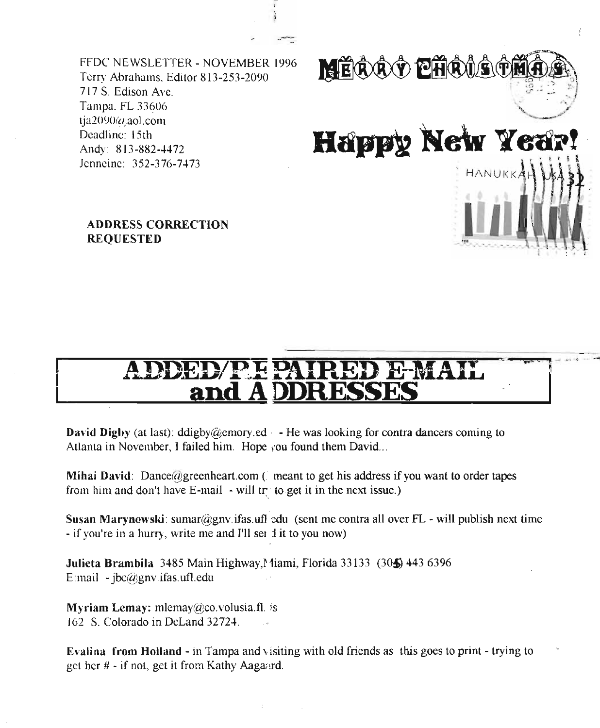FFDC NEWSLETTER - NOVEMBER 1996
Terry Abrahams, Editor 813-253-2090
717 S. Edison Ave.
Tampa, FL 33606
tja2090@aol.com
Deadline: 15th
Andy: 813-882-4472
Jenneine: 352-376-7473

**MERRY CHRISTMAS**

**Happy New Year!**

HANUKKAH USA 32

**ADDRESS CORRECTION REQUESTED**

# ADDED/REPAIRED E-MAIL and ADDRESSES

**David Digby** (at last): ddigby@emory.ed - He was looking for contra dancers coming to Atlanta in November, I failed him. Hope you found them David...

**Mihai David**: Dance@greenheart.com ( meant to get his address if you want to order tapes from him and don't have E-mail - will try to get it in the next issue.)

**Susan Marynowski**: sumar@gnv.ifas.ufl.edu (sent me contra all over FL - will publish next time - if you're in a hurry, write me and I'll send it to you now)

**Julieta Brambila** 3485 Main Highway, Miami, Florida 33133 (305) 443 6396
E:mail - jbc@gnv.ifas.ufl.edu

**Myriam Lemay:** mlemay@co.volusia.fl.us
162 S. Colorado in DeLand 32724.

**Evalina from Holland** - in Tampa and visiting with old friends as this goes to print - trying to get her # - if not, get it from Kathy Aagaard.